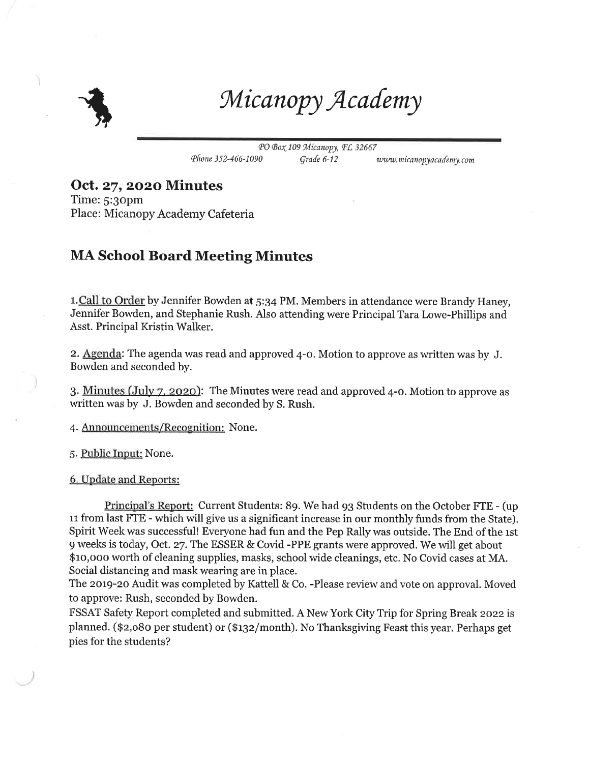# Micanopy Academy

PO Box 109 Micanopy, FL 32667
Phone 352-466-1090 Grade 6-12 www.micanopyacademy.com

## Oct. 27, 2020 Minutes

Time: 5:30pm
Place: Micanopy Academy Cafeteria

## MA School Board Meeting Minutes

1. Call to Order by Jennifer Bowden at 5:34 PM. Members in attendance were Brandy Haney, Jennifer Bowden, and Stephanie Rush. Also attending were Principal Tara Lowe-Phillips and Asst. Principal Kristin Walker.

2. Agenda: The agenda was read and approved 4-0. Motion to approve as written was by J. Bowden and seconded by.

3. Minutes (July 7, 2020): The Minutes were read and approved 4-0. Motion to approve as written was by J. Bowden and seconded by S. Rush.

4. Announcements/Recognition: None.

5. Public Input: None.

6. Update and Reports:

Principal's Report: Current Students: 89. We had 93 Students on the October FTE - (up 11 from last FTE - which will give us a significant increase in our monthly funds from the State). Spirit Week was successful! Everyone had fun and the Pep Rally was outside. The End of the 1st 9 weeks is today, Oct. 27. The ESSER & Covid -PPE grants were approved. We will get about $10,000 worth of cleaning supplies, masks, school wide cleanings, etc. No Covid cases at MA. Social distancing and mask wearing are in place.

The 2019-20 Audit was completed by Kattell & Co. -Please review and vote on approval. Moved to approve: Rush, seconded by Bowden.

FSSAT Safety Report completed and submitted. A New York City Trip for Spring Break 2022 is planned. ($2,080 per student) or ($132/month). No Thanksgiving Feast this year. Perhaps get pies for the students?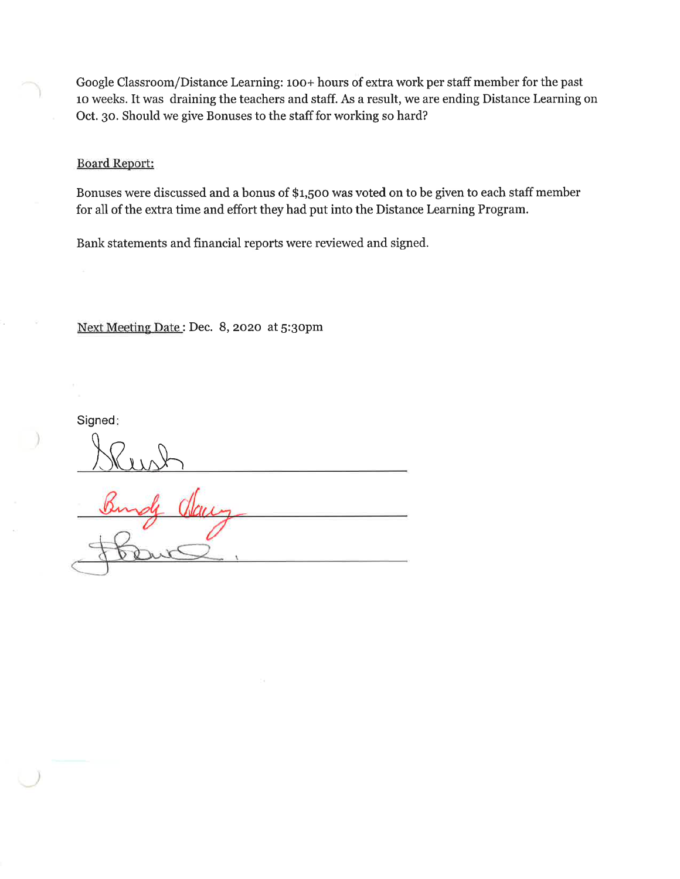Google Classroom/Distance Learning: 100+ hours of extra work per staff member for the past 10 weeks. It was draining the teachers and staff. As a result, we are ending Distance Learning on Oct. 30. Should we give Bonuses to the staff for working so hard?

Board Report:

Bonuses were discussed and a bonus of $1,500 was voted on to be given to each staff member for all of the extra time and effort they had put into the Distance Learning Program.

Bank statements and financial reports were reviewed and signed.

Next Meeting Date: Dec. 8, 2020 at 5:30pm

Signed:

______________________________

______________________________

______________________________